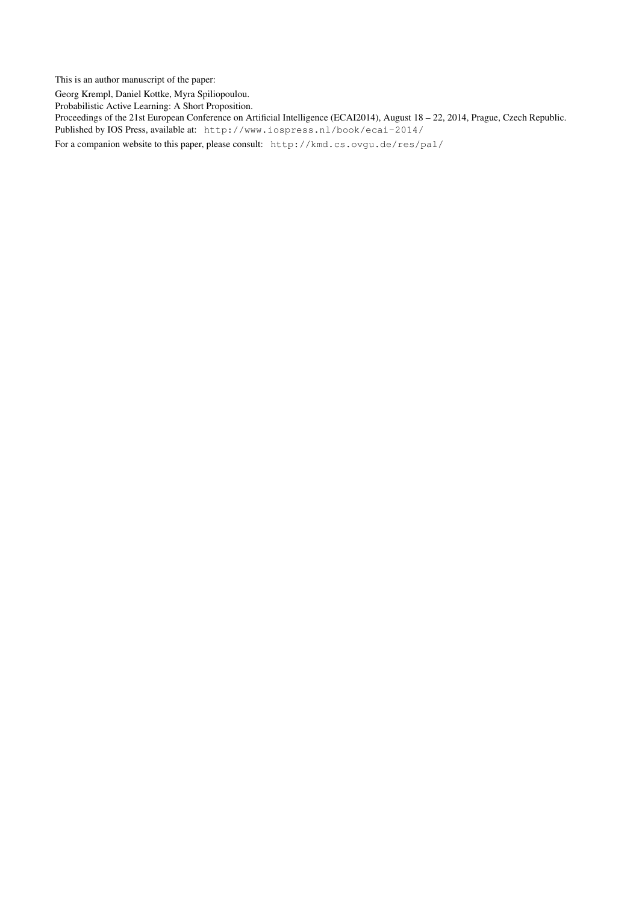This is an author manuscript of the paper:

Georg Krempl, Daniel Kottke, Myra Spiliopoulou.

Probabilistic Active Learning: A Short Proposition.

Proceedings of the 21st European Conference on Artificial Intelligence (ECAI2014), August 18 – 22, 2014, Prague, Czech Republic.

Published by IOS Press, available at: http://www.iospress.nl/book/ecai-2014/

For a companion website to this paper, please consult: http://kmd.cs.ovgu.de/res/pal/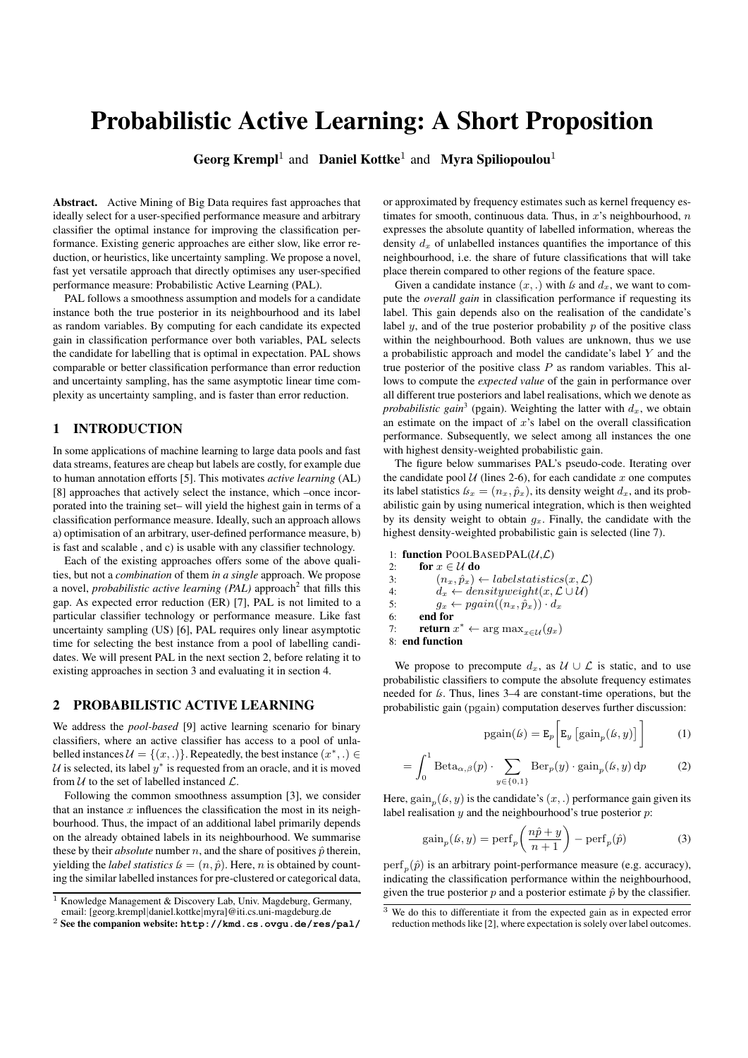# Probabilistic Active Learning: A Short Proposition

**Georg Krempl**[1] and **Daniel Kottke**[1] and **Myra Spiliopoulou**[1]

**Abstract.** Active Mining of Big Data requires fast approaches that ideally select for a user-specified performance measure and arbitrary classifier the optimal instance for improving the classification performance. Existing generic approaches are either slow, like error reduction, or heuristics, like uncertainty sampling. We propose a novel, fast yet versatile approach that directly optimises any user-specified performance measure: Probabilistic Active Learning (PAL).

PAL follows a smoothness assumption and models for a candidate instance both the true posterior in its neighbourhood and its label as random variables. By computing for each candidate its expected gain in classification performance over both variables, PAL selects the candidate for labelling that is optimal in expectation. PAL shows comparable or better classification performance than error reduction and uncertainty sampling, has the same asymptotic linear time complexity as uncertainty sampling, and is faster than error reduction.

## 1 INTRODUCTION

In some applications of machine learning to large data pools and fast data streams, features are cheap but labels are costly, for example due to human annotation efforts [5]. This motivates *active learning* (AL) [8] approaches that actively select the instance, which –once incorporated into the training set– will yield the highest gain in terms of a classification performance measure. Ideally, such an approach allows a) optimisation of an arbitrary, user-defined performance measure, b) is fast and scalable , and c) is usable with any classifier technology.

Each of the existing approaches offers some of the above qualities, but not a *combination* of them *in a single* approach. We propose a novel, *probabilistic active learning (PAL)* approach[2] that fills this gap. As expected error reduction (ER) [7], PAL is not limited to a particular classifier technology or performance measure. Like fast uncertainty sampling (US) [6], PAL requires only linear asymptotic time for selecting the best instance from a pool of labelling candidates. We will present PAL in the next section 2, before relating it to existing approaches in section 3 and evaluating it in section 4.

## 2 PROBABILISTIC ACTIVE LEARNING

We address the *pool-based* [9] active learning scenario for binary classifiers, where an active classifier has access to a pool of unlabelled instances $\mathcal{U} = \{(x, .)\}$. Repeatedly, the best instance $(x^*, .) \in \mathcal{U}$ is selected, its label $y^*$ is requested from an oracle, and it is moved from $\mathcal{U}$ to the set of labelled instanced $\mathcal{L}$.

Following the common smoothness assumption [3], we consider that an instance $x$ influences the classification the most in its neighbourhood. Thus, the impact of an additional label primarily depends on the already obtained labels in its neighbourhood. We summarise these by their *absolute* number $n$, and the share of positives $\hat{p}$ therein, yielding the *label statistics* $ls = (n, \hat{p})$. Here, $n$ is obtained by counting the similar labelled instances for pre-clustered or categorical data, or approximated by frequency estimates such as kernel frequency estimates for smooth, continuous data. Thus, in $x$'s neighbourhood, $n$ expresses the absolute quantity of labelled information, whereas the density $d_x$ of unlabelled instances quantifies the importance of this neighbourhood, i.e. the share of future classifications that will take place therein compared to other regions of the feature space.

Given a candidate instance $(x, .)$ with $ls$ and $d_x$, we want to compute the *overall gain* in classification performance if requesting its label. This gain depends also on the realisation of the candidate's label $y$, and of the true posterior probability $p$ of the positive class within the neighbourhood. Both values are unknown, thus we use a probabilistic approach and model the candidate's label $Y$ and the true posterior of the positive class $P$ as random variables. This allows to compute the *expected value* of the gain in performance over all different true posteriors and label realisations, which we denote as *probabilistic gain*[3] (pgain). Weighting the latter with $d_x$, we obtain an estimate on the impact of $x$'s label on the overall classification performance. Subsequently, we select among all instances the one with highest density-weighted probabilistic gain.

The figure below summarises PAL's pseudo-code. Iterating over the candidate pool $\mathcal{U}$ (lines 2-6), for each candidate $x$ one computes its label statistics $ls_x = (n_x, \hat{p}_x)$, its density weight $d_x$, and its probabilistic gain by using numerical integration, which is then weighted by its density weight to obtain $g_x$. Finally, the candidate with the highest density-weighted probabilistic gain is selected (line 7).

```
1: function POOLBASEDPAL(U,L)
2:     for x ∈ U do
3:         (n_x, p̂_x) ← labelstatistics(x, L)
4:         d_x ← densityweight(x, L ∪ U)
5:         g_x ← pgain((n_x, p̂_x)) · d_x
6:     end for
7:     return x* ← arg max_{x∈U}(g_x)
8: end function
```

We propose to precompute $d_x$, as $\mathcal{U} \cup \mathcal{L}$ is static, and to use probabilistic classifiers to compute the absolute frequency estimates needed for $ls$. Thus, lines 3–4 are constant-time operations, but the probabilistic gain (pgain) computation deserves further discussion:

$$\text{pgain}(ls) = \mathbb{E}_p\Big[\mathbb{E}_y\left[\text{gain}_p(ls, y)\right]\Big] \tag{1}$$

$$= \int_0^1 \text{Beta}_{\alpha,\beta}(p) \cdot \sum_{y\in\{0,1\}} \text{Ber}_p(y) \cdot \text{gain}_p(ls, y)\, \mathrm{d}p \tag{2}$$

Here, $\text{gain}_p(ls, y)$ is the candidate's $(x, .)$ performance gain given its label realisation $y$ and the neighbourhood's true posterior $p$:

$$\text{gain}_p(ls, y) = \text{perf}_p\left(\frac{n\hat{p} + y}{n+1}\right) - \text{perf}_p(\hat{p}) \tag{3}$$

$\text{perf}_p(\hat{p})$ is an arbitrary point-performance measure (e.g. accuracy), indicating the classification performance within the neighbourhood, given the true posterior $p$ and a posterior estimate $\hat{p}$ by the classifier.

[1] Knowledge Management & Discovery Lab, Univ. Magdeburg, Germany, email: [georg.krempl|daniel.kottke|myra]@iti.cs.uni-magdeburg.de

[2] **See the companion website: `http://kmd.cs.ovgu.de/res/pal/`**

[3] We do this to differentiate it from the expected gain as in expected error reduction methods like [2], where expectation is solely over label outcomes.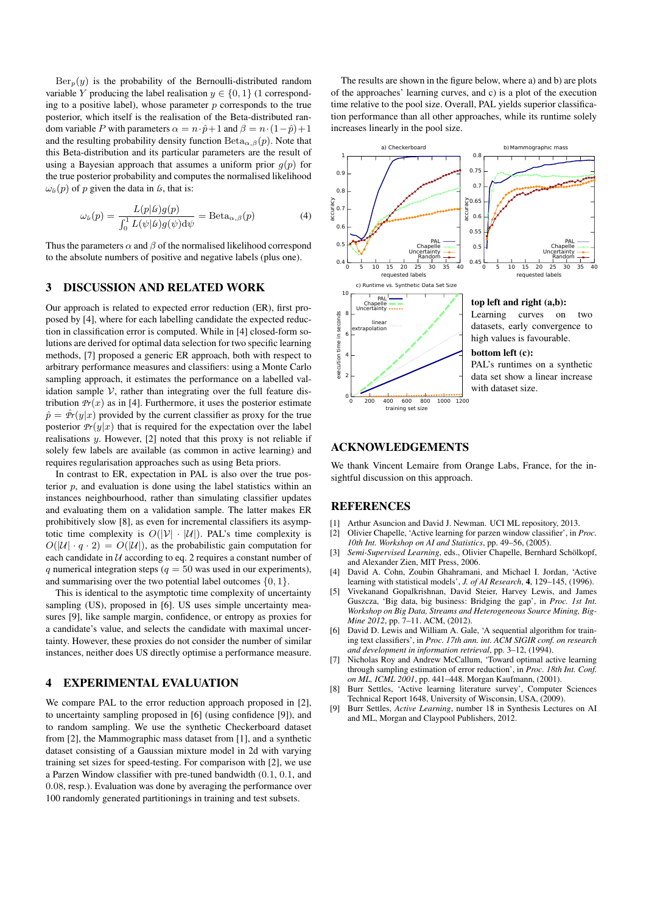$\mathrm{Ber}_p(y)$ is the probability of the Bernoulli-distributed random variable $Y$ producing the label realisation $y \in \{0, 1\}$ (1 corresponding to a positive label), whose parameter $p$ corresponds to the true posterior, which itself is the realisation of the Beta-distributed random variable $P$ with parameters $\alpha = n \cdot \hat{p} + 1$ and $\beta = n \cdot (1 - \hat{p}) + 1$ and the resulting probability density function $\mathrm{Beta}_{\alpha,\beta}(p)$. Note that this Beta-distribution and its particular parameters are the result of using a Bayesian approach that assumes a uniform prior $g(p)$ for the true posterior probability and computes the normalised likelihood $\omega_{ls}(p)$ of $p$ given the data in $ls$, that is:

$$\omega_{ls}(p) = \frac{L(p|ls)g(p)}{\int_0^1 L(\psi|ls)g(\psi)\mathrm{d}\psi} = \mathrm{Beta}_{\alpha,\beta}(p) \tag{4}$$

Thus the parameters $\alpha$ and $\beta$ of the normalised likelihood correspond to the absolute numbers of positive and negative labels (plus one).

## 3 DISCUSSION AND RELATED WORK

Our approach is related to expected error reduction (ER), first proposed by [4], where for each labelling candidate the expected reduction in classification error is computed. While in [4] closed-form solutions are derived for optimal data selection for two specific learning methods, [7] proposed a generic ER approach, both with respect to arbitrary performance measures and classifiers: using a Monte Carlo sampling approach, it estimates the performance on a labelled validation sample $\mathcal{V}$, rather than integrating over the full feature distribution $Pr(x)$ as in [4]. Furthermore, it uses the posterior estimate $\hat{p} = \hat{Pr}(y|x)$ provided by the current classifier as proxy for the true posterior $Pr(y|x)$ that is required for the expectation over the label realisations $y$. However, [2] noted that this proxy is not reliable if solely few labels are available (as common in active learning) and requires regularisation approaches such as using Beta priors.

In contrast to ER, expectation in PAL is also over the true posterior $p$, and evaluation is done using the label statistics within an instances neighbourhood, rather than simulating classifier updates and evaluating them on a validation sample. The latter makes ER prohibitively slow [8], as even for incremental classifiers its asymptotic time complexity is $O(|\mathcal{V}| \cdot |\mathcal{U}|)$. PAL's time complexity is $O(|\mathcal{U}| \cdot q \cdot 2) = O(|\mathcal{U}|)$, as the probabilistic gain computation for each candidate in $\mathcal{U}$ according to eq. 2 requires a constant number of $q$ numerical integration steps ($q = 50$ was used in our experiments), and summarising over the two potential label outcomes $\{0, 1\}$.

This is identical to the asymptotic time complexity of uncertainty sampling (US), proposed in [6]. US uses simple uncertainty measures [9], like sample margin, confidence, or entropy as proxies for a candidate's value, and selects the candidate with maximal uncertainty. However, these proxies do not consider the number of similar instances, neither does US directly optimise a performance measure.

## 4 EXPERIMENTAL EVALUATION

We compare PAL to the error reduction approach proposed in [2], to uncertainty sampling proposed in [6] (using confidence [9]), and to random sampling. We use the synthetic Checkerboard dataset from [2], the Mammographic mass dataset from [1], and a synthetic dataset consisting of a Gaussian mixture model in 2d with varying training set sizes for speed-testing. For comparison with [2], we use a Parzen Window classifier with pre-tuned bandwidth (0.1, 0.1, and 0.08, resp.). Evaluation was done by averaging the performance over 100 randomly generated partitionings in training and test subsets.

The results are shown in the figure below, where a) and b) are plots of the approaches' learning curves, and c) is a plot of the execution time relative to the pool size. Overall, PAL yields superior classification performance than all other approaches, while its runtime solely increases linearly in the pool size.

a) Checkerboard
accuracy
requested labels
PAL
Chapelle
Uncertainty
Random

b) Mammographic mass
accuracy
requested labels
PAL
Chapelle
Uncertainty
Random

c) Runtime vs. Synthetic Data Set Size
execution time in seconds
training set size
PAL
Chapelle
Uncertainty
linear extrapolation

**top left and right (a,b):** Learning curves on two datasets, early convergence to high values is favourable.

**bottom left (c):** PAL's runtimes on a synthetic data set show a linear increase with dataset size.

## ACKNOWLEDGEMENTS

We thank Vincent Lemaire from Orange Labs, France, for the insightful discussion on this approach.

## REFERENCES

[1] Arthur Asuncion and David J. Newman. UCI ML repository, 2013.

[2] Olivier Chapelle, 'Active learning for parzen window classifier', in *Proc. 10th Int. Workshop on AI and Statistics*, pp. 49–56, (2005).

[3] *Semi-Supervised Learning*, eds., Olivier Chapelle, Bernhard Schölkopf, and Alexander Zien, MIT Press, 2006.

[4] David A. Cohn, Zoubin Ghahramani, and Michael I. Jordan, 'Active learning with statistical models', *J. of AI Research*, **4**, 129–145, (1996).

[5] Vivekanand Gopalkrishnan, David Steier, Harvey Lewis, and James Guszcza, 'Big data, big business: Bridging the gap', in *Proc. 1st Int. Workshop on Big Data, Streams and Heterogeneous Source Mining, BigMine 2012*, pp. 7–11. ACM, (2012).

[6] David D. Lewis and William A. Gale, 'A sequential algorithm for training text classifiers', in *Proc. 17th ann. int. ACM SIGIR conf. on research and development in information retrieval*, pp. 3–12, (1994).

[7] Nicholas Roy and Andrew McCallum, 'Toward optimal active learning through sampling estimation of error reduction', in *Proc. 18th Int. Conf. on ML, ICML 2001*, pp. 441–448. Morgan Kaufmann, (2001).

[8] Burr Settles, 'Active learning literature survey', Computer Sciences Technical Report 1648, University of Wisconsin, USA, (2009).

[9] Burr Settles, *Active Learning*, number 18 in Synthesis Lectures on AI and ML, Morgan and Claypool Publishers, 2012.